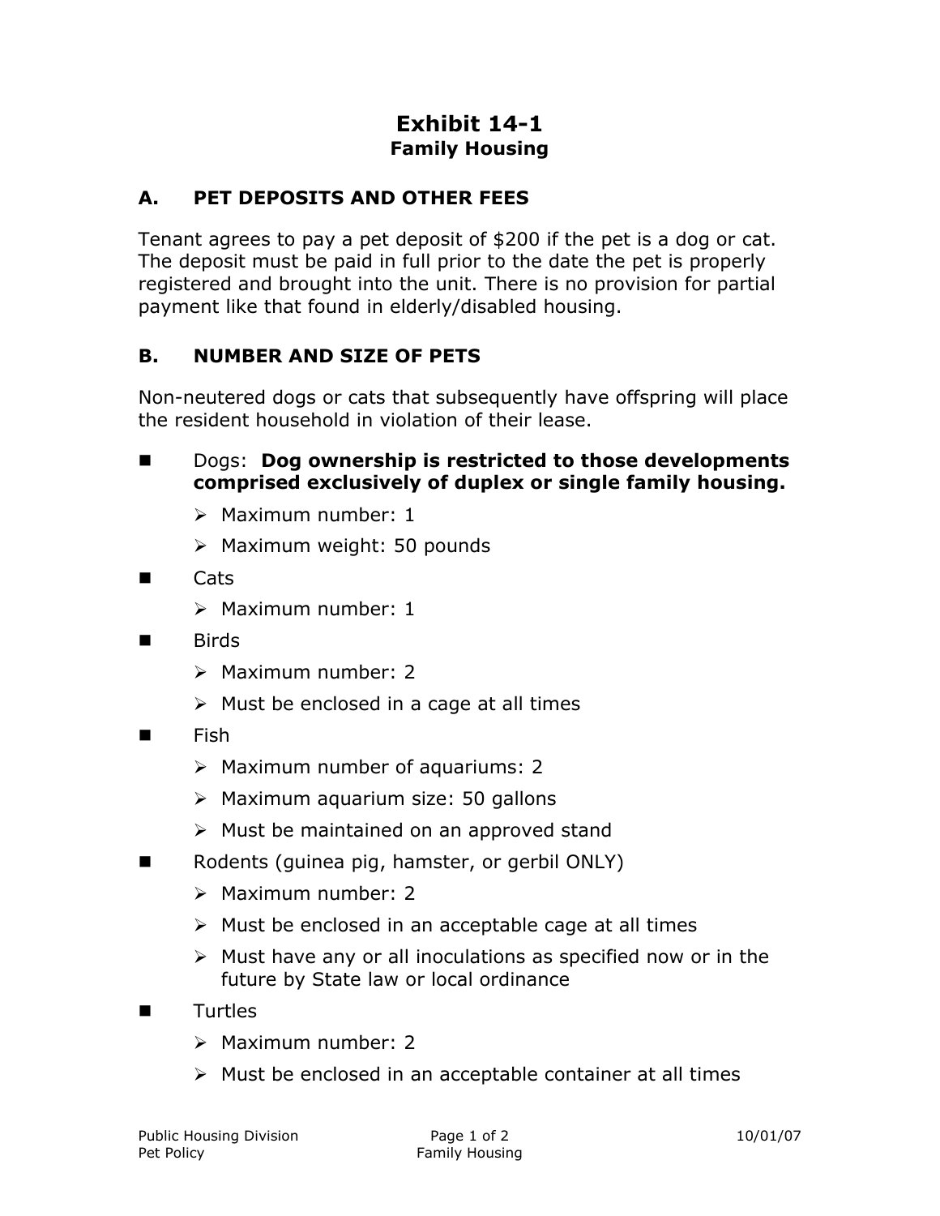# Exhibit 14-1
## Family Housing

### A. PET DEPOSITS AND OTHER FEES

Tenant agrees to pay a pet deposit of $200 if the pet is a dog or cat. The deposit must be paid in full prior to the date the pet is properly registered and brought into the unit. There is no provision for partial payment like that found in elderly/disabled housing.

### B. NUMBER AND SIZE OF PETS

Non-neutered dogs or cats that subsequently have offspring will place the resident household in violation of their lease.

- Dogs: **Dog ownership is restricted to those developments comprised exclusively of duplex or single family housing.**
  - Maximum number: 1
  - Maximum weight: 50 pounds
- Cats
  - Maximum number: 1
- Birds
  - Maximum number: 2
  - Must be enclosed in a cage at all times
- Fish
  - Maximum number of aquariums: 2
  - Maximum aquarium size: 50 gallons
  - Must be maintained on an approved stand
- Rodents (guinea pig, hamster, or gerbil ONLY)
  - Maximum number: 2
  - Must be enclosed in an acceptable cage at all times
  - Must have any or all inoculations as specified now or in the future by State law or local ordinance
- Turtles
  - Maximum number: 2
  - Must be enclosed in an acceptable container at all times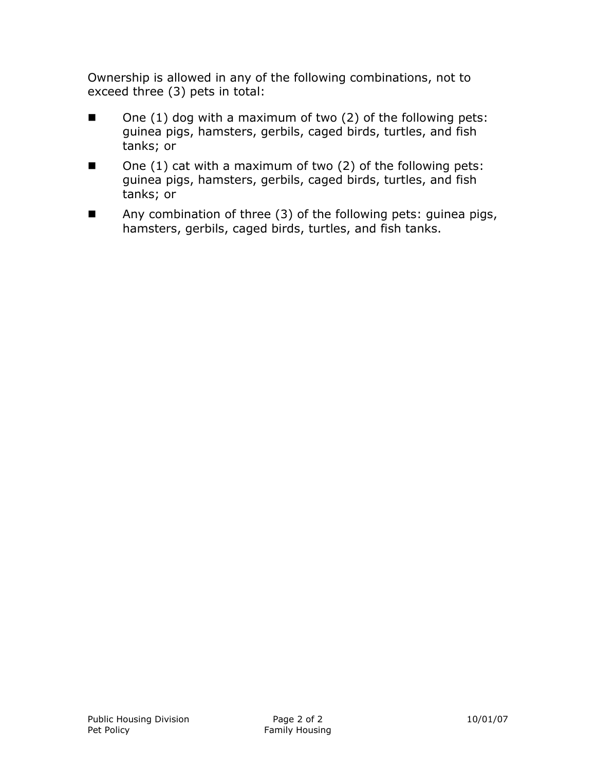Ownership is allowed in any of the following combinations, not to exceed three (3) pets in total:

- One (1) dog with a maximum of two (2) of the following pets: guinea pigs, hamsters, gerbils, caged birds, turtles, and fish tanks; or
- One (1) cat with a maximum of two (2) of the following pets: guinea pigs, hamsters, gerbils, caged birds, turtles, and fish tanks; or
- Any combination of three (3) of the following pets: guinea pigs, hamsters, gerbils, caged birds, turtles, and fish tanks.